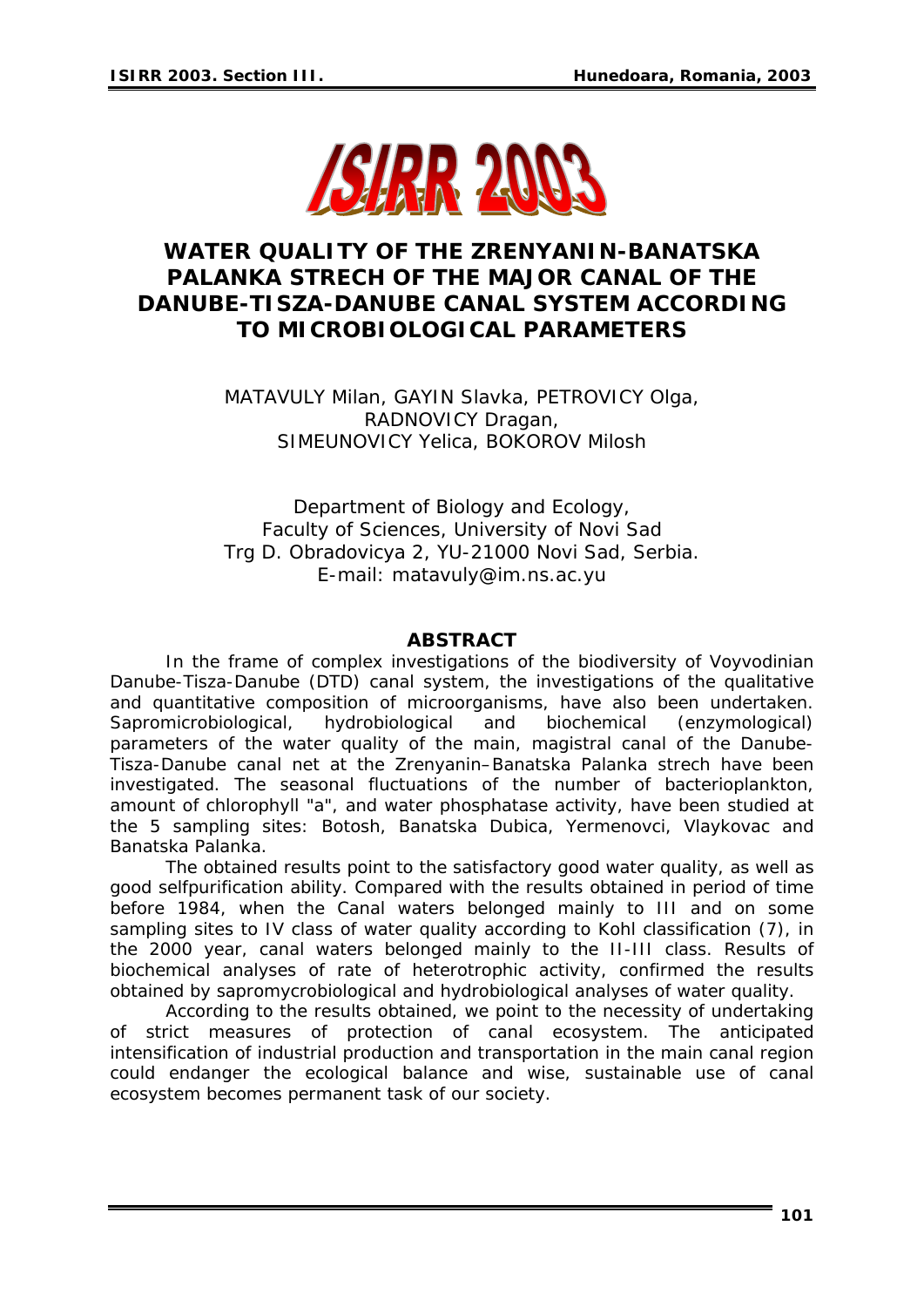# WATER QUALITY OF THE ZRENYANIN-BANATSKA PALANKA STRECH OF THE MAJOR CANAL OF THE DANUBE-TISZA-DANUBE CANAL SYSTEM ACCORDING TO MICROBIOLOGICAL PARAMETERS

MATAVULY Milan, GAYIN Slavka, PETROVICY Olga, RADNOVICY Dragan, SIMEUNOVICY Yelica, BOKOROV Milosh

Department of Biology and Ecology,
Faculty of Sciences, University of Novi Sad
Trg D. Obradovicya 2, YU-21000 Novi Sad, Serbia.
E-mail: matavuly@im.ns.ac.yu

## ABSTRACT

In the frame of complex investigations of the biodiversity of Voyvodinian Danube-Tisza-Danube (DTD) canal system, the investigations of the qualitative and quantitative composition of microorganisms, have also been undertaken. Sapromicrobiological, hydrobiological and biochemical (enzymological) parameters of the water quality of the main, magistral canal of the Danube-Tisza-Danube canal net at the Zrenyanin–Banatska Palanka strech have been investigated. The seasonal fluctuations of the number of bacterioplankton, amount of chlorophyll "a", and water phosphatase activity, have been studied at the 5 sampling sites: Botosh, Banatska Dubica, Yermenovci, Vlaykovac and Banatska Palanka.

The obtained results point to the satisfactory good water quality, as well as good selfpurification ability. Compared with the results obtained in period of time before 1984, when the Canal waters belonged mainly to III and on some sampling sites to IV class of water quality according to Kohl classification (7), in the 2000 year, canal waters belonged mainly to the II-III class. Results of biochemical analyses of rate of heterotrophic activity, confirmed the results obtained by sapromycrobiological and hydrobiological analyses of water quality.

According to the results obtained, we point to the necessity of undertaking of strict measures of protection of canal ecosystem. The anticipated intensification of industrial production and transportation in the main canal region could endanger the ecological balance and wise, sustainable use of canal ecosystem becomes permanent task of our society.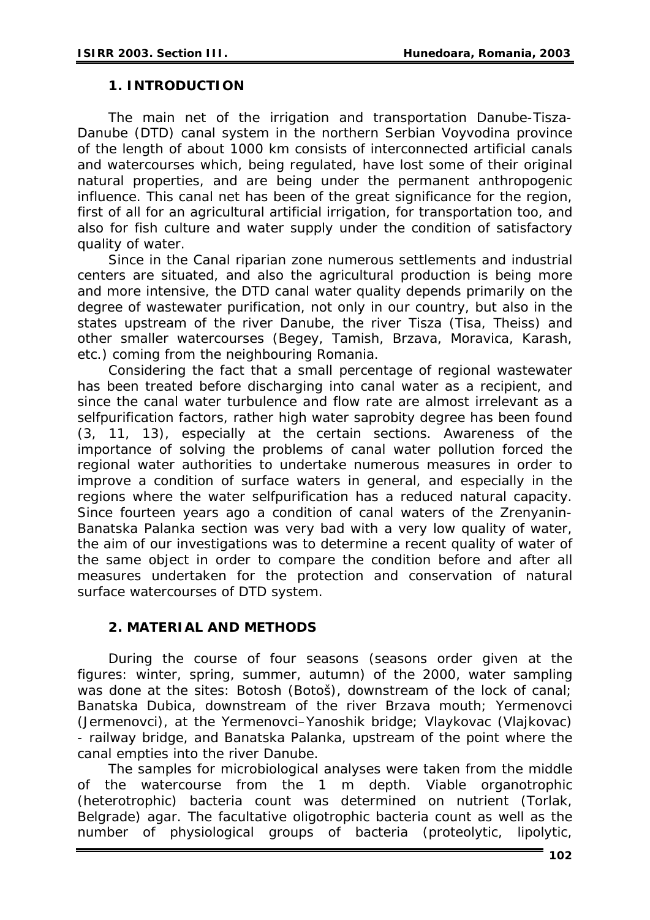## 1. INTRODUCTION

The main net of the irrigation and transportation Danube-Tisza-Danube (DTD) canal system in the northern Serbian Voyvodina province of the length of about 1000 km consists of interconnected artificial canals and watercourses which, being regulated, have lost some of their original natural properties, and are being under the permanent anthropogenic influence. This canal net has been of the great significance for the region, first of all for an agricultural artificial irrigation, for transportation too, and also for fish culture and water supply under the condition of satisfactory quality of water.

Since in the Canal riparian zone numerous settlements and industrial centers are situated, and also the agricultural production is being more and more intensive, the DTD canal water quality depends primarily on the degree of wastewater purification, not only in our country, but also in the states upstream of the river Danube, the river Tisza (Tisa, Theiss) and other smaller watercourses (Begey, Tamish, Brzava, Moravica, Karash, etc.) coming from the neighbouring Romania.

Considering the fact that a small percentage of regional wastewater has been treated before discharging into canal water as a recipient, and since the canal water turbulence and flow rate are almost irrelevant as a selfpurification factors, rather high water saprobity degree has been found (3, 11, 13), especially at the certain sections. Awareness of the importance of solving the problems of canal water pollution forced the regional water authorities to undertake numerous measures in order to improve a condition of surface waters in general, and especially in the regions where the water selfpurification has a reduced natural capacity. Since fourteen years ago a condition of canal waters of the Zrenyanin-Banatska Palanka section was very bad with a very low quality of water, the aim of our investigations was to determine a recent quality of water of the same object in order to compare the condition before and after all measures undertaken for the protection and conservation of natural surface watercourses of DTD system.

## 2. MATERIAL AND METHODS

During the course of four seasons (seasons order given at the figures: winter, spring, summer, autumn) of the 2000, water sampling was done at the sites: Botosh (Botoš), downstream of the lock of canal; Banatska Dubica, downstream of the river Brzava mouth; Yermenovci (Jermenovci), at the Yermenovci–Yanoshik bridge; Vlaykovac (Vlajkovac) - railway bridge, and Banatska Palanka, upstream of the point where the canal empties into the river Danube.

The samples for microbiological analyses were taken from the middle of the watercourse from the 1 m depth. Viable organotrophic (heterotrophic) bacteria count was determined on nutrient (Torlak, Belgrade) agar. The facultative oligotrophic bacteria count as well as the number of physiological groups of bacteria (proteolytic, lipolytic,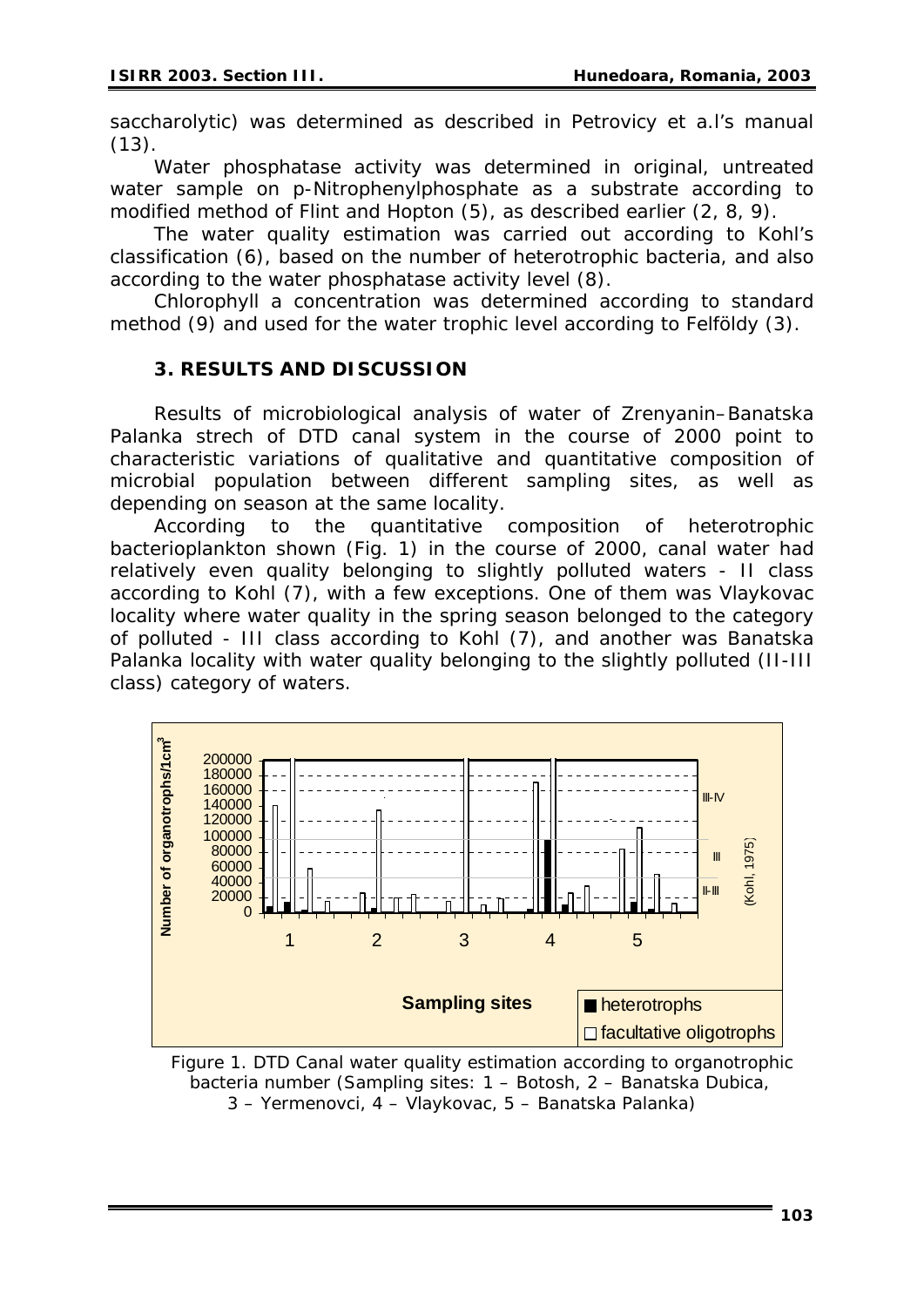saccharolytic) was determined as described in Petrovicy et a.l's manual (13).

Water phosphatase activity was determined in original, untreated water sample on p-Nitrophenylphosphate as a substrate according to modified method of Flint and Hopton (5), as described earlier (2, 8, 9).

The water quality estimation was carried out according to Kohl's classification (6), based on the number of heterotrophic bacteria, and also according to the water phosphatase activity level (8).

Chlorophyll a concentration was determined according to standard method (9) and used for the water trophic level according to Felföldy (3).

## 3. RESULTS AND DISCUSSION

Results of microbiological analysis of water of Zrenyanin–Banatska Palanka strech of DTD canal system in the course of 2000 point to characteristic variations of qualitative and quantitative composition of microbial population between different sampling sites, as well as depending on season at the same locality.

According to the quantitative composition of heterotrophic bacterioplankton shown (Fig. 1) in the course of 2000, canal water had relatively even quality belonging to slightly polluted waters - II class according to Kohl (7), with a few exceptions. One of them was Vlaykovac locality where water quality in the spring season belonged to the category of polluted - III class according to Kohl (7), and another was Banatska Palanka locality with water quality belonging to the slightly polluted (II-III class) category of waters.

Figure 1. DTD Canal water quality estimation according to organotrophic bacteria number (Sampling sites: 1 – Botosh, 2 – Banatska Dubica, 3 – Yermenovci, 4 – Vlaykovac, 5 – Banatska Palanka)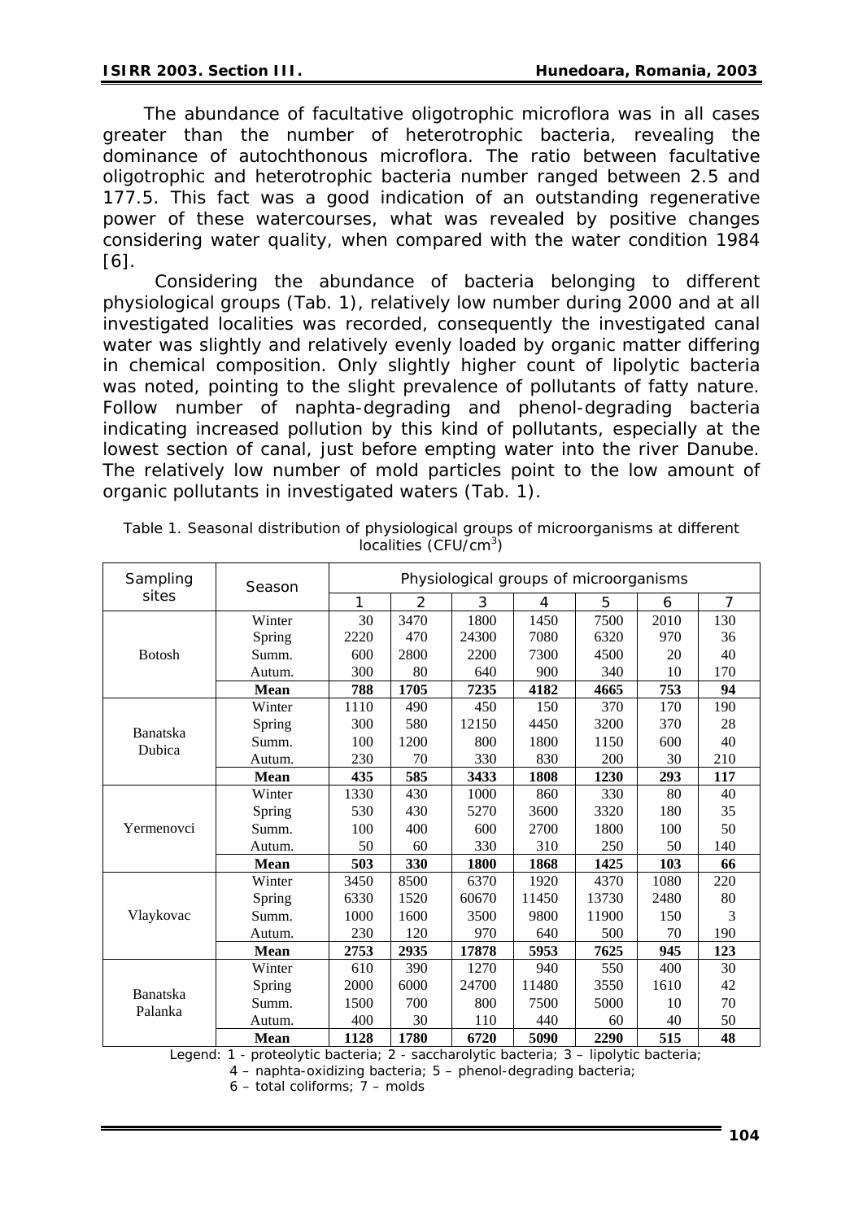The abundance of facultative oligotrophic microflora was in all cases greater than the number of heterotrophic bacteria, revealing the dominance of autochthonous microflora. The ratio between facultative oligotrophic and heterotrophic bacteria number ranged between 2.5 and 177.5. This fact was a good indication of an outstanding regenerative power of these watercourses, what was revealed by positive changes considering water quality, when compared with the water condition 1984 [6].

Considering the abundance of bacteria belonging to different physiological groups (Tab. 1), relatively low number during 2000 and at all investigated localities was recorded, consequently the investigated canal water was slightly and relatively evenly loaded by organic matter differing in chemical composition. Only slightly higher count of lipolytic bacteria was noted, pointing to the slight prevalence of pollutants of fatty nature. Follow number of naphta-degrading and phenol-degrading bacteria indicating increased pollution by this kind of pollutants, especially at the lowest section of canal, just before empting water into the river Danube. The relatively low number of mold particles point to the low amount of organic pollutants in investigated waters (Tab. 1).

Table 1. Seasonal distribution of physiological groups of microorganisms at different localities (CFU/cm$^3$)

| Sampling sites | Season | Physiological groups of microorganisms | | | | | | |
|---|---|---|---|---|---|---|---|---|
| | | 1 | 2 | 3 | 4 | 5 | 6 | 7 |
| Botosh | Winter | 30 | 3470 | 1800 | 1450 | 7500 | 2010 | 130 |
| | Spring | 2220 | 470 | 24300 | 7080 | 6320 | 970 | 36 |
| | Summ. | 600 | 2800 | 2200 | 7300 | 4500 | 20 | 40 |
| | Autum. | 300 | 80 | 640 | 900 | 340 | 10 | 170 |
| | **Mean** | **788** | **1705** | **7235** | **4182** | **4665** | **753** | **94** |
| Banatska Dubica | Winter | 1110 | 490 | 450 | 150 | 370 | 170 | 190 |
| | Spring | 300 | 580 | 12150 | 4450 | 3200 | 370 | 28 |
| | Summ. | 100 | 1200 | 800 | 1800 | 1150 | 600 | 40 |
| | Autum. | 230 | 70 | 330 | 830 | 200 | 30 | 210 |
| | **Mean** | **435** | **585** | **3433** | **1808** | **1230** | **293** | **117** |
| Yermenovci | Winter | 1330 | 430 | 1000 | 860 | 330 | 80 | 40 |
| | Spring | 530 | 430 | 5270 | 3600 | 3320 | 180 | 35 |
| | Summ. | 100 | 400 | 600 | 2700 | 1800 | 100 | 50 |
| | Autum. | 50 | 60 | 330 | 310 | 250 | 50 | 140 |
| | **Mean** | **503** | **330** | **1800** | **1868** | **1425** | **103** | **66** |
| Vlaykovac | Winter | 3450 | 8500 | 6370 | 1920 | 4370 | 1080 | 220 |
| | Spring | 6330 | 1520 | 60670 | 11450 | 13730 | 2480 | 80 |
| | Summ. | 1000 | 1600 | 3500 | 9800 | 11900 | 150 | 3 |
| | Autum. | 230 | 120 | 970 | 640 | 500 | 70 | 190 |
| | **Mean** | **2753** | **2935** | **17878** | **5953** | **7625** | **945** | **123** |
| Banatska Palanka | Winter | 610 | 390 | 1270 | 940 | 550 | 400 | 30 |
| | Spring | 2000 | 6000 | 24700 | 11480 | 3550 | 1610 | 42 |
| | Summ. | 1500 | 700 | 800 | 7500 | 5000 | 10 | 70 |
| | Autum. | 400 | 30 | 110 | 440 | 60 | 40 | 50 |
| | **Mean** | **1128** | **1780** | **6720** | **5090** | **2290** | **515** | **48** |

Legend: 1 - proteolytic bacteria; 2 - saccharolytic bacteria; 3 – lipolytic bacteria; 4 – naphta-oxidizing bacteria; 5 – phenol-degrading bacteria; 6 – total coliforms; 7 – molds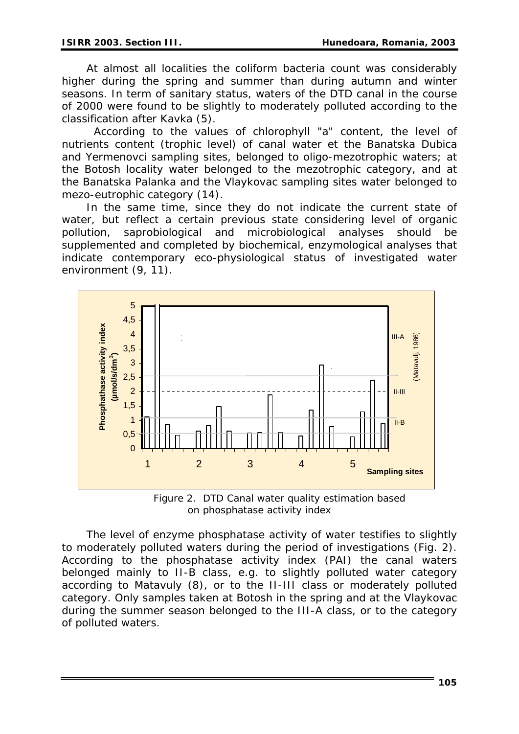At almost all localities the coliform bacteria count was considerably higher during the spring and summer than during autumn and winter seasons. In term of sanitary status, waters of the DTD canal in the course of 2000 were found to be slightly to moderately polluted according to the classification after Kavka (5).

According to the values of chlorophyll "a" content, the level of nutrients content (trophic level) of canal water et the Banatska Dubica and Yermenovci sampling sites, belonged to oligo-mezotrophic waters; at the Botosh locality water belonged to the mezotrophic category, and at the Banatska Palanka and the Vlaykovac sampling sites water belonged to mezo-eutrophic category (14).

In the same time, since they do not indicate the current state of water, but reflect a certain previous state considering level of organic pollution, saprobiological and microbiological analyses should be supplemented and completed by biochemical, enzymological analyses that indicate contemporary eco-physiological status of investigated water environment (9, 11).

Figure 2. DTD Canal water quality estimation based on phosphatase activity index

The level of enzyme phosphatase activity of water testifies to slightly to moderately polluted waters during the period of investigations (Fig. 2). According to the phosphatase activity index (PAI) the canal waters belonged mainly to II-B class, e.g. to slightly polluted water category according to Matavuly (8), or to the II-III class or moderately polluted category. Only samples taken at Botosh in the spring and at the Vlaykovac during the summer season belonged to the III-A class, or to the category of polluted waters.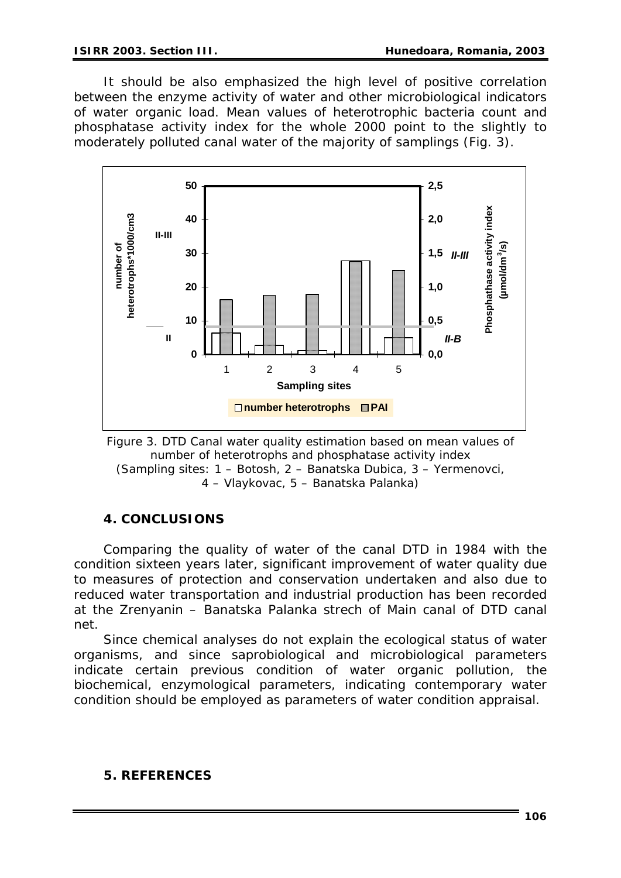It should be also emphasized the high level of positive correlation between the enzyme activity of water and other microbiological indicators of water organic load. Mean values of heterotrophic bacteria count and phosphatase activity index for the whole 2000 point to the slightly to moderately polluted canal water of the majority of samplings (Fig. 3).

Figure 3. DTD Canal water quality estimation based on mean values of number of heterotrophs and phosphatase activity index (Sampling sites: 1 – Botosh, 2 – Banatska Dubica, 3 – Yermenovci, 4 – Vlaykovac, 5 – Banatska Palanka)

## 4. CONCLUSIONS

Comparing the quality of water of the canal DTD in 1984 with the condition sixteen years later, significant improvement of water quality due to measures of protection and conservation undertaken and also due to reduced water transportation and industrial production has been recorded at the Zrenyanin – Banatska Palanka strech of Main canal of DTD canal net.

Since chemical analyses do not explain the ecological status of water organisms, and since saprobiological and microbiological parameters indicate certain previous condition of water organic pollution, the biochemical, enzymological parameters, indicating contemporary water condition should be employed as parameters of water condition appraisal.

## 5. REFERENCES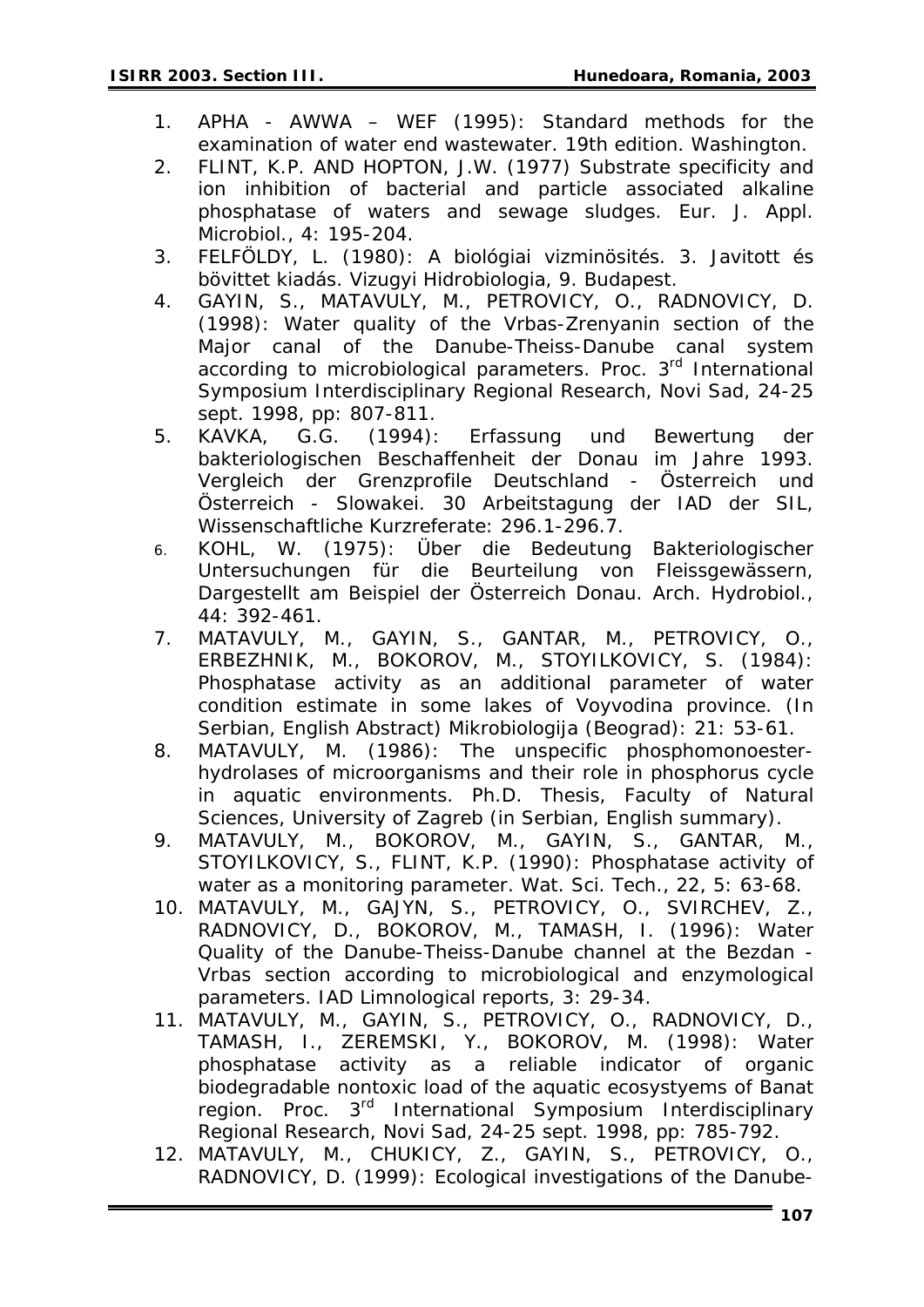1. APHA - AWWA – WEF (1995): Standard methods for the examination of water end wastewater. 19th edition. Washington.
2. FLINT, K.P. AND HOPTON, J.W. (1977) Substrate specificity and ion inhibition of bacterial and particle associated alkaline phosphatase of waters and sewage sludges. Eur. J. Appl. Microbiol., 4: 195-204.
3. FELFÖLDY, L. (1980): A biológiai vizminösités. 3. Javitott és bövittet kiadás. Vizugyi Hidrobiologia, 9. Budapest.
4. GAYIN, S., MATAVULY, M., PETROVICY, O., RADNOVICY, D. (1998): Water quality of the Vrbas-Zrenyanin section of the Major canal of the Danube-Theiss-Danube canal system according to microbiological parameters. Proc. 3rd International Symposium Interdisciplinary Regional Research, Novi Sad, 24-25 sept. 1998, pp: 807-811.
5. KAVKA, G.G. (1994): Erfassung und Bewertung der bakteriologischen Beschaffenheit der Donau im Jahre 1993. Vergleich der Grenzprofile Deutschland - Österreich und Österreich - Slowakei. 30 Arbeitstagung der IAD der SIL, Wissenschaftliche Kurzreferate: 296.1-296.7.
6. KOHL, W. (1975): Über die Bedeutung Bakteriologischer Untersuchungen für die Beurteilung von Fleissgewässern, Dargestellt am Beispiel der Österreich Donau. Arch. Hydrobiol., 44: 392-461.
7. MATAVULY, M., GAYIN, S., GANTAR, M., PETROVICY, O., ERBEZHNIK, M., BOKOROV, M., STOYILKOVICY, S. (1984): Phosphatase activity as an additional parameter of water condition estimate in some lakes of Voyvodina province. (In Serbian, English Abstract) Mikrobiologija (Beograd): 21: 53-61.
8. MATAVULY, M. (1986): The unspecific phosphomonoester-hydrolases of microorganisms and their role in phosphorus cycle in aquatic environments. Ph.D. Thesis, Faculty of Natural Sciences, University of Zagreb (in Serbian, English summary).
9. MATAVULY, M., BOKOROV, M., GAYIN, S., GANTAR, M., STOYILKOVICY, S., FLINT, K.P. (1990): Phosphatase activity of water as a monitoring parameter. Wat. Sci. Tech., 22, 5: 63-68.
10. MATAVULY, M., GAJYN, S., PETROVICY, O., SVIRCHEV, Z., RADNOVICY, D., BOKOROV, M., TAMASH, I. (1996): Water Quality of the Danube-Theiss-Danube channel at the Bezdan - Vrbas section according to microbiological and enzymological parameters. IAD Limnological reports, 3: 29-34.
11. MATAVULY, M., GAYIN, S., PETROVICY, O., RADNOVICY, D., TAMASH, I., ZEREMSKI, Y., BOKOROV, M. (1998): Water phosphatase activity as a reliable indicator of organic biodegradable nontoxic load of the aquatic ecosystyems of Banat region. Proc. 3rd International Symposium Interdisciplinary Regional Research, Novi Sad, 24-25 sept. 1998, pp: 785-792.
12. MATAVULY, M., CHUKICY, Z., GAYIN, S., PETROVICY, O., RADNOVICY, D. (1999): Ecological investigations of the Danube-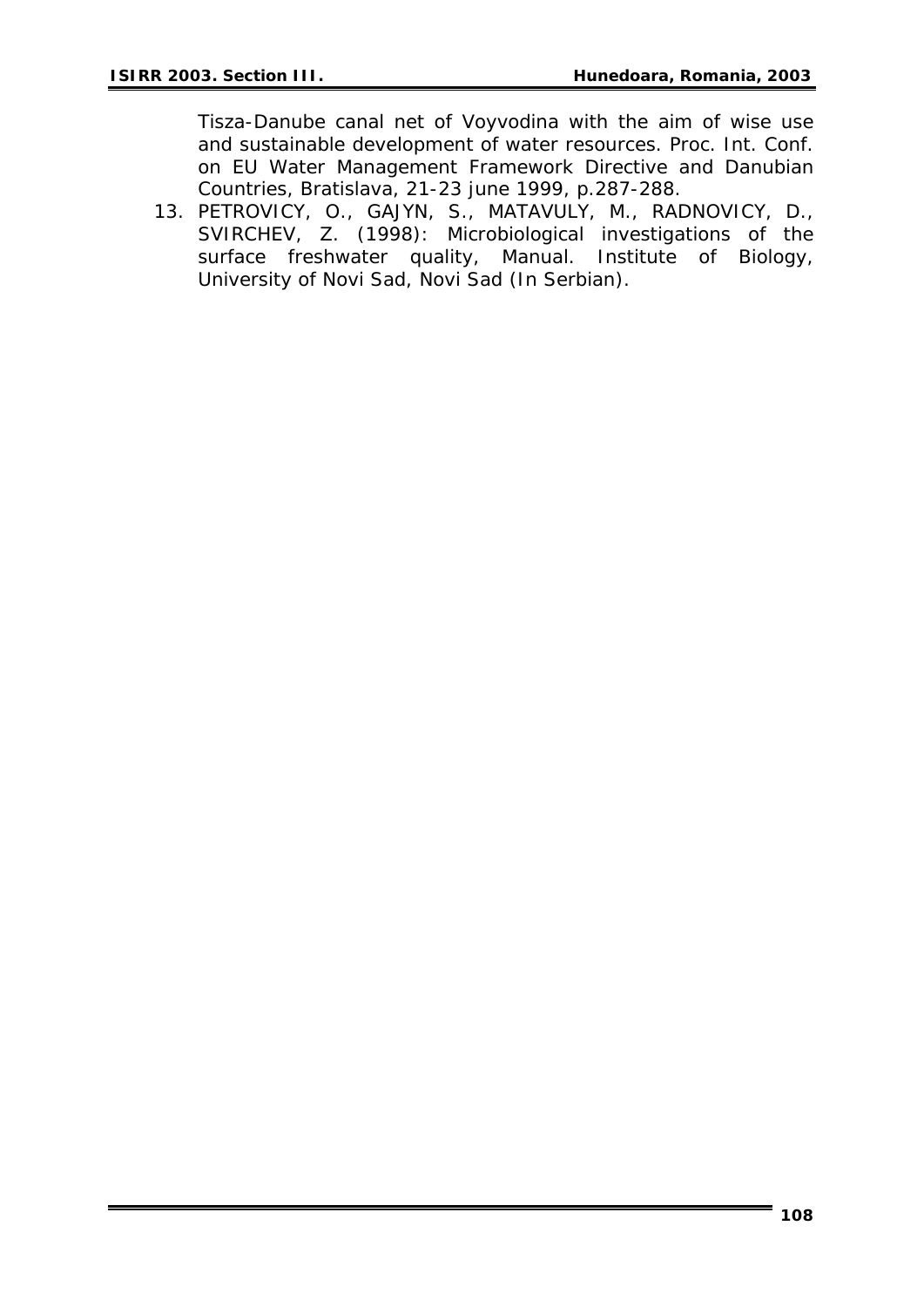Tisza-Danube canal net of Voyvodina with the aim of wise use and sustainable development of water resources. Proc. Int. Conf. on EU Water Management Framework Directive and Danubian Countries, Bratislava, 21-23 june 1999, p.287-288.

13. PETROVICY, O., GAJYN, S., MATAVULY, M., RADNOVICY, D., SVIRCHEV, Z. (1998): Microbiological investigations of the surface freshwater quality, Manual. Institute of Biology, University of Novi Sad, Novi Sad (In Serbian).